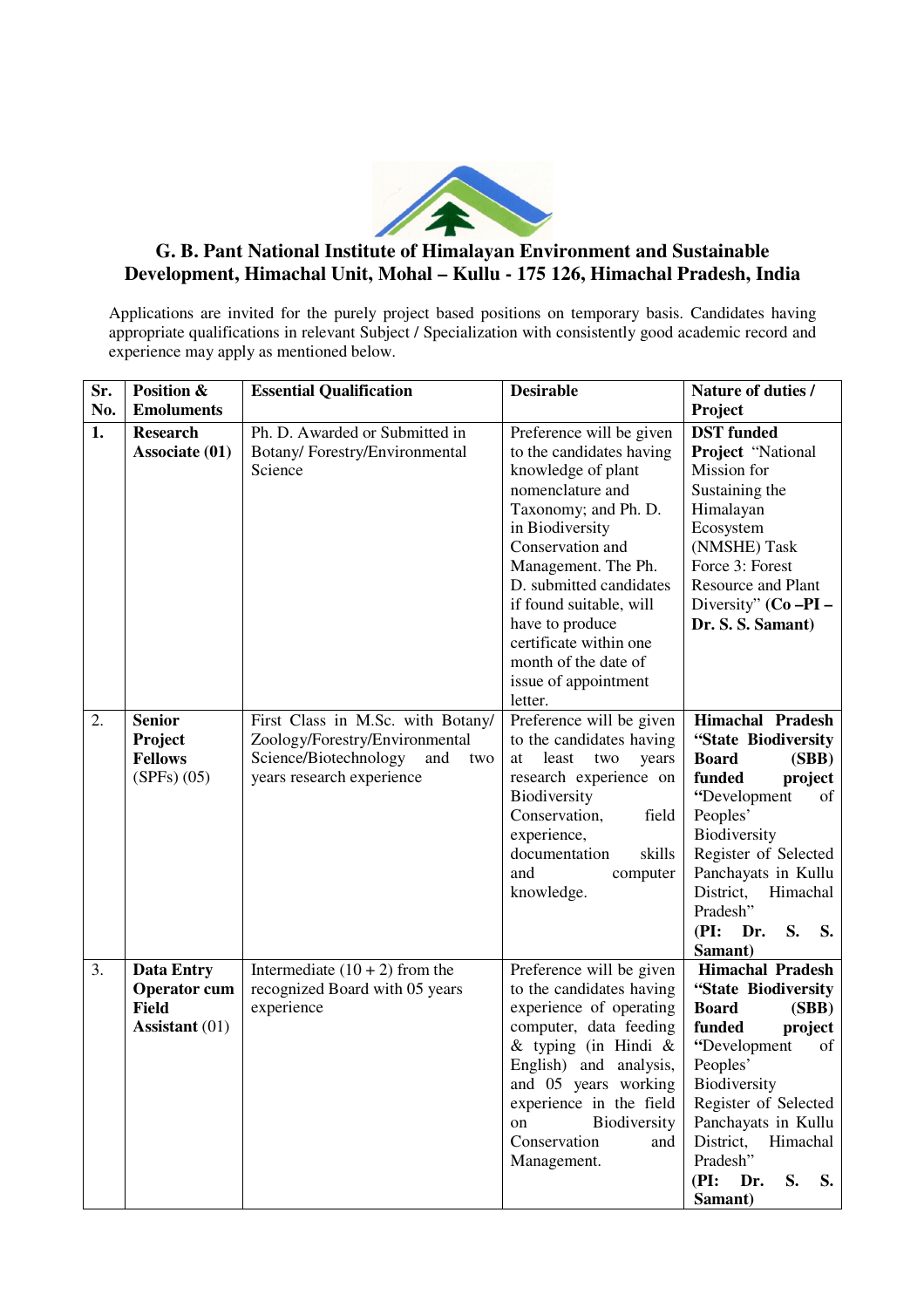# G. B. Pant National Institute of Himalayan Environment and Sustainable Development, Himachal Unit, Mohal – Kullu - 175 126, Himachal Pradesh, India

Applications are invited for the purely project based positions on temporary basis. Candidates having appropriate qualifications in relevant Subject / Specialization with consistently good academic record and experience may apply as mentioned below.

| Sr. No. | Position & Emoluments | Essential Qualification | Desirable | Nature of duties / Project |
|---|---|---|---|---|
| **1.** | **Research Associate (01)** | Ph. D. Awarded or Submitted in Botany/ Forestry/Environmental Science | Preference will be given to the candidates having knowledge of plant nomenclature and Taxonomy; and Ph. D. in Biodiversity Conservation and Management. The Ph. D. submitted candidates if found suitable, will have to produce certificate within one month of the date of issue of appointment letter. | **DST funded Project** "National Mission for Sustaining the Himalayan Ecosystem (NMSHE) Task Force 3: Forest Resource and Plant Diversity" **(Co –PI – Dr. S. S. Samant)** |
| 2. | **Senior Project Fellows** (SPFs) (05) | First Class in M.Sc. with Botany/ Zoology/Forestry/Environmental Science/Biotechnology and two years research experience | Preference will be given to the candidates having at least two years research experience on Biodiversity Conservation, field experience, documentation skills and computer knowledge. | **Himachal Pradesh "State Biodiversity Board (SBB) funded project** "Development of Peoples' Biodiversity Register of Selected Panchayats in Kullu District, Himachal Pradesh" **(PI: Dr. S. S. Samant)** |
| 3. | **Data Entry Operator cum Field Assistant** (01) | Intermediate (10 + 2) from the recognized Board with 05 years experience | Preference will be given to the candidates having experience of operating computer, data feeding & typing (in Hindi & English) and analysis, and 05 years working experience in the field on Biodiversity Conservation and Management. | **Himachal Pradesh "State Biodiversity Board (SBB) funded project** "Development of Peoples' Biodiversity Register of Selected Panchayats in Kullu District, Himachal Pradesh" **(PI: Dr. S. S. Samant)** |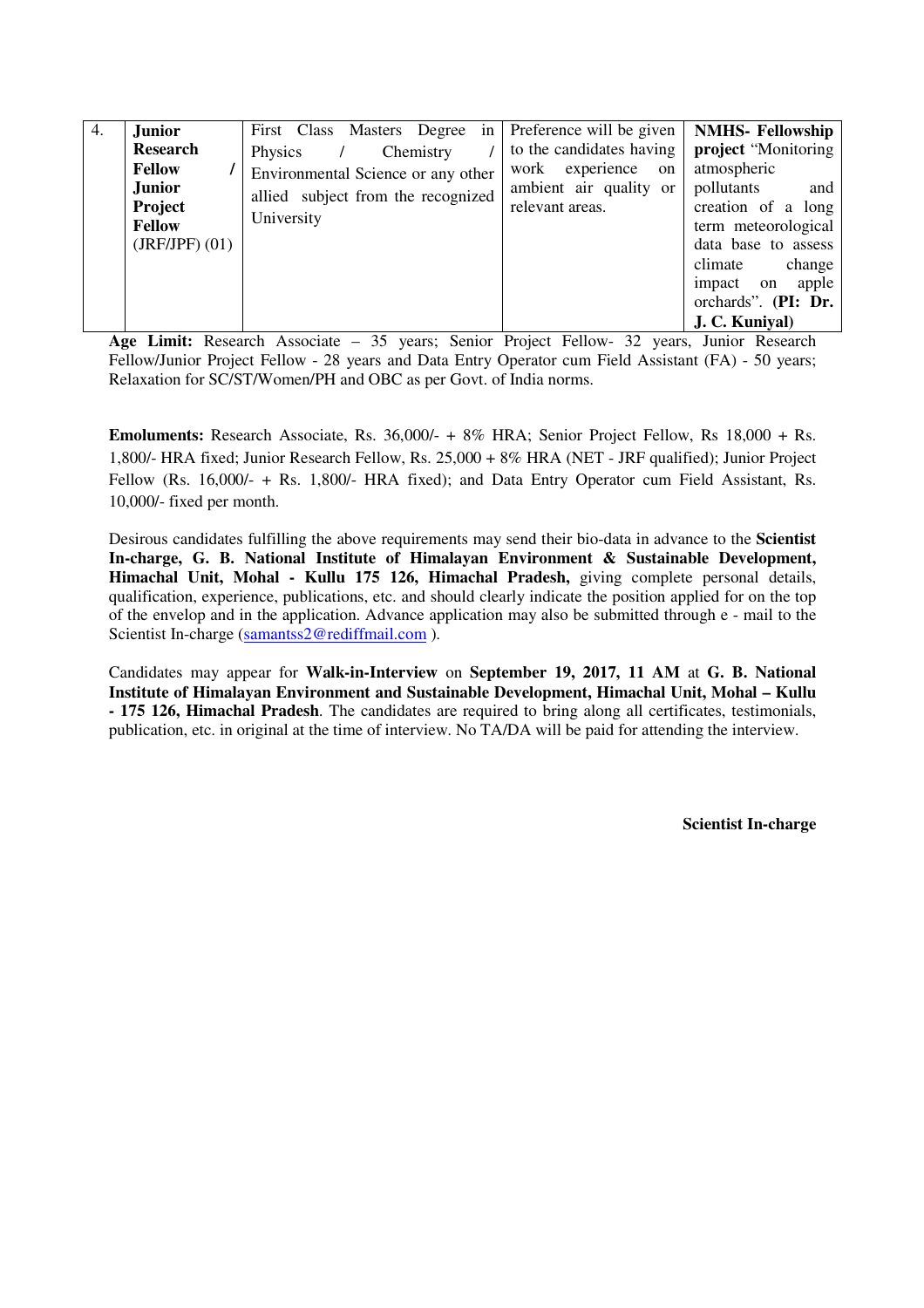| | | | | |
|---|---|---|---|---|
| 4. | **Junior Research Fellow / Junior Project Fellow** (JRF/JPF) (01) | First Class Masters Degree in Physics / Chemistry / Environmental Science or any other allied subject from the recognized University | Preference will be given to the candidates having work experience on ambient air quality or relevant areas. | **NMHS- Fellowship project** "Monitoring atmospheric pollutants and creation of a long term meteorological data base to assess climate change impact on apple orchards". **(PI: Dr. J. C. Kuniyal)** |

**Age Limit:** Research Associate – 35 years; Senior Project Fellow- 32 years, Junior Research Fellow/Junior Project Fellow - 28 years and Data Entry Operator cum Field Assistant (FA) - 50 years; Relaxation for SC/ST/Women/PH and OBC as per Govt. of India norms.

**Emoluments:** Research Associate, Rs. 36,000/- + 8% HRA; Senior Project Fellow, Rs 18,000 + Rs. 1,800/- HRA fixed; Junior Research Fellow, Rs. 25,000 + 8% HRA (NET - JRF qualified); Junior Project Fellow (Rs. 16,000/- + Rs. 1,800/- HRA fixed); and Data Entry Operator cum Field Assistant, Rs. 10,000/- fixed per month.

Desirous candidates fulfilling the above requirements may send their bio-data in advance to the **Scientist In-charge, G. B. National Institute of Himalayan Environment & Sustainable Development, Himachal Unit, Mohal - Kullu 175 126, Himachal Pradesh,** giving complete personal details, qualification, experience, publications, etc. and should clearly indicate the position applied for on the top of the envelop and in the application. Advance application may also be submitted through e - mail to the Scientist In-charge (samantss2@rediffmail.com ).

Candidates may appear for **Walk-in-Interview** on **September 19, 2017, 11 AM** at **G. B. National Institute of Himalayan Environment and Sustainable Development, Himachal Unit, Mohal – Kullu - 175 126, Himachal Pradesh**. The candidates are required to bring along all certificates, testimonials, publication, etc. in original at the time of interview. No TA/DA will be paid for attending the interview.

**Scientist In-charge**